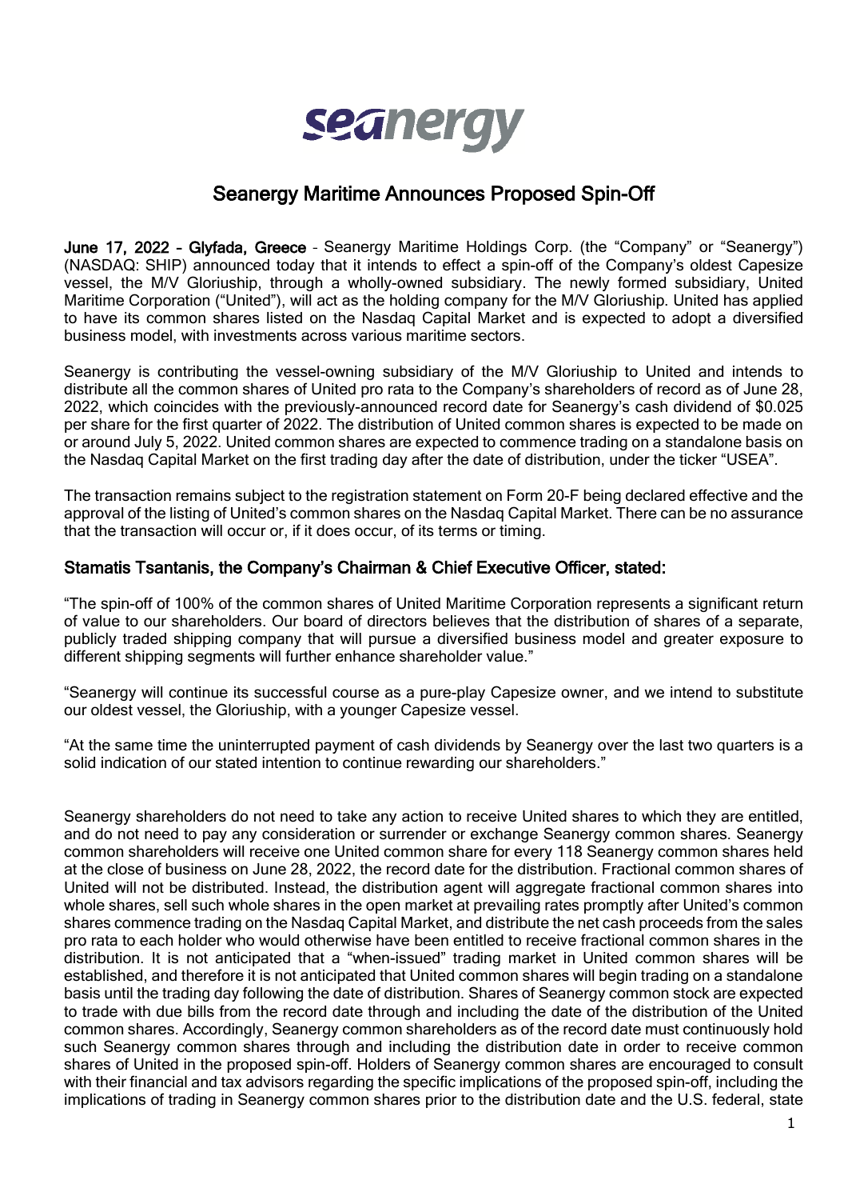# Seanergy Maritime Announces Proposed Spin-Off

**June 17, 2022 – Glyfada, Greece** – Seanergy Maritime Holdings Corp. (the "Company" or "Seanergy") (NASDAQ: SHIP) announced today that it intends to effect a spin-off of the Company's oldest Capesize vessel, the M/V Gloriuship, through a wholly-owned subsidiary. The newly formed subsidiary, United Maritime Corporation ("United"), will act as the holding company for the M/V Gloriuship. United has applied to have its common shares listed on the Nasdaq Capital Market and is expected to adopt a diversified business model, with investments across various maritime sectors.

Seanergy is contributing the vessel-owning subsidiary of the M/V Gloriuship to United and intends to distribute all the common shares of United pro rata to the Company's shareholders of record as of June 28, 2022, which coincides with the previously-announced record date for Seanergy's cash dividend of $0.025 per share for the first quarter of 2022. The distribution of United common shares is expected to be made on or around July 5, 2022. United common shares are expected to commence trading on a standalone basis on the Nasdaq Capital Market on the first trading day after the date of distribution, under the ticker "USEA".

The transaction remains subject to the registration statement on Form 20-F being declared effective and the approval of the listing of United's common shares on the Nasdaq Capital Market. There can be no assurance that the transaction will occur or, if it does occur, of its terms or timing.

## Stamatis Tsantanis, the Company's Chairman & Chief Executive Officer, stated:

"The spin-off of 100% of the common shares of United Maritime Corporation represents a significant return of value to our shareholders. Our board of directors believes that the distribution of shares of a separate, publicly traded shipping company that will pursue a diversified business model and greater exposure to different shipping segments will further enhance shareholder value."

"Seanergy will continue its successful course as a pure-play Capesize owner, and we intend to substitute our oldest vessel, the Gloriuship, with a younger Capesize vessel.

"At the same time the uninterrupted payment of cash dividends by Seanergy over the last two quarters is a solid indication of our stated intention to continue rewarding our shareholders."

Seanergy shareholders do not need to take any action to receive United shares to which they are entitled, and do not need to pay any consideration or surrender or exchange Seanergy common shares. Seanergy common shareholders will receive one United common share for every 118 Seanergy common shares held at the close of business on June 28, 2022, the record date for the distribution. Fractional common shares of United will not be distributed. Instead, the distribution agent will aggregate fractional common shares into whole shares, sell such whole shares in the open market at prevailing rates promptly after United's common shares commence trading on the Nasdaq Capital Market, and distribute the net cash proceeds from the sales pro rata to each holder who would otherwise have been entitled to receive fractional common shares in the distribution. It is not anticipated that a "when-issued" trading market in United common shares will be established, and therefore it is not anticipated that United common shares will begin trading on a standalone basis until the trading day following the date of distribution. Shares of Seanergy common stock are expected to trade with due bills from the record date through and including the date of the distribution of the United common shares. Accordingly, Seanergy common shareholders as of the record date must continuously hold such Seanergy common shares through and including the distribution date in order to receive common shares of United in the proposed spin-off. Holders of Seanergy common shares are encouraged to consult with their financial and tax advisors regarding the specific implications of the proposed spin-off, including the implications of trading in Seanergy common shares prior to the distribution date and the U.S. federal, state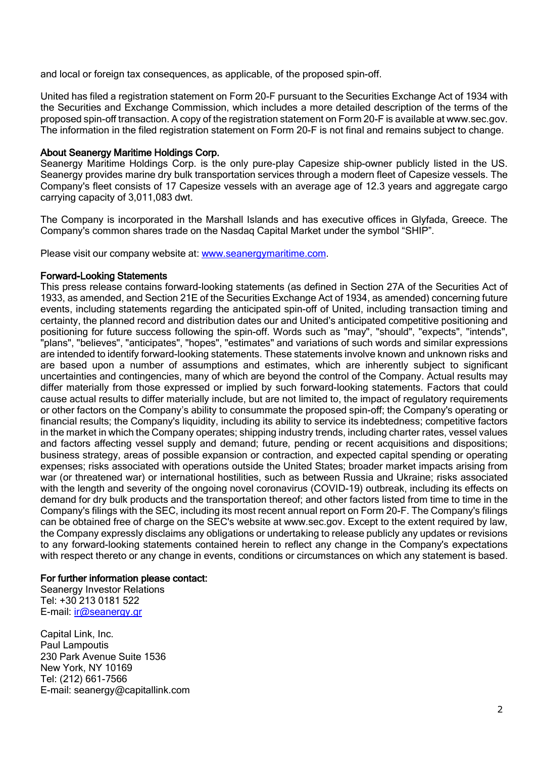and local or foreign tax consequences, as applicable, of the proposed spin-off.

United has filed a registration statement on Form 20-F pursuant to the Securities Exchange Act of 1934 with the Securities and Exchange Commission, which includes a more detailed description of the terms of the proposed spin-off transaction. A copy of the registration statement on Form 20-F is available at www.sec.gov. The information in the filed registration statement on Form 20-F is not final and remains subject to change.

**About Seanergy Maritime Holdings Corp.**

Seanergy Maritime Holdings Corp. is the only pure-play Capesize ship-owner publicly listed in the US. Seanergy provides marine dry bulk transportation services through a modern fleet of Capesize vessels. The Company's fleet consists of 17 Capesize vessels with an average age of 12.3 years and aggregate cargo carrying capacity of 3,011,083 dwt.

The Company is incorporated in the Marshall Islands and has executive offices in Glyfada, Greece. The Company's common shares trade on the Nasdaq Capital Market under the symbol "SHIP".

Please visit our company website at: [www.seanergymaritime.com](www.seanergymaritime.com).

**Forward-Looking Statements**

This press release contains forward-looking statements (as defined in Section 27A of the Securities Act of 1933, as amended, and Section 21E of the Securities Exchange Act of 1934, as amended) concerning future events, including statements regarding the anticipated spin-off of United, including transaction timing and certainty, the planned record and distribution dates our and United's anticipated competitive positioning and positioning for future success following the spin-off. Words such as "may", "should", "expects", "intends", "plans", "believes", "anticipates", "hopes", "estimates" and variations of such words and similar expressions are intended to identify forward-looking statements. These statements involve known and unknown risks and are based upon a number of assumptions and estimates, which are inherently subject to significant uncertainties and contingencies, many of which are beyond the control of the Company. Actual results may differ materially from those expressed or implied by such forward-looking statements. Factors that could cause actual results to differ materially include, but are not limited to, the impact of regulatory requirements or other factors on the Company's ability to consummate the proposed spin-off; the Company's operating or financial results; the Company's liquidity, including its ability to service its indebtedness; competitive factors in the market in which the Company operates; shipping industry trends, including charter rates, vessel values and factors affecting vessel supply and demand; future, pending or recent acquisitions and dispositions; business strategy, areas of possible expansion or contraction, and expected capital spending or operating expenses; risks associated with operations outside the United States; broader market impacts arising from war (or threatened war) or international hostilities, such as between Russia and Ukraine; risks associated with the length and severity of the ongoing novel coronavirus (COVID-19) outbreak, including its effects on demand for dry bulk products and the transportation thereof; and other factors listed from time to time in the Company's filings with the SEC, including its most recent annual report on Form 20-F. The Company's filings can be obtained free of charge on the SEC's website at www.sec.gov. Except to the extent required by law, the Company expressly disclaims any obligations or undertaking to release publicly any updates or revisions to any forward-looking statements contained herein to reflect any change in the Company's expectations with respect thereto or any change in events, conditions or circumstances on which any statement is based.

**For further information please contact:**

Seanergy Investor Relations
Tel: +30 213 0181 522
E-mail: [ir@seanergy.gr](mailto:ir@seanergy.gr)

Capital Link, Inc.
Paul Lampoutis
230 Park Avenue Suite 1536
New York, NY 10169
Tel: (212) 661-7566
E-mail: seanergy@capitallink.com